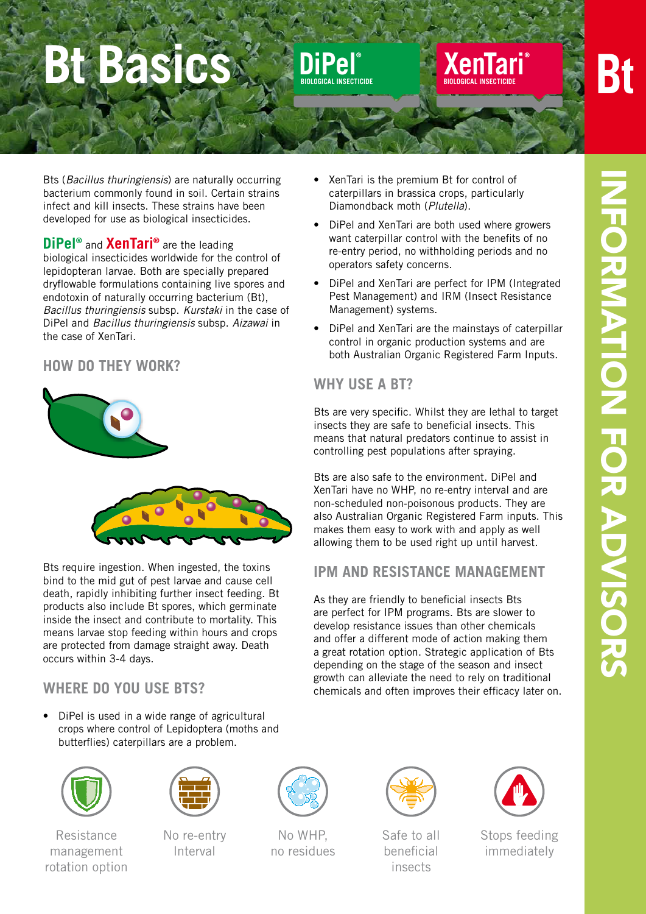# Bt Basics

DiPel® BIOLOGICAL INSECTICIDE

XenTari® BIOLOGICAL INSECTICIDE

Bt

INFORMATION FOR ADVISORS

Bts (*Bacillus thuringiensis*) are naturally occurring bacterium commonly found in soil. Certain strains infect and kill insects. These strains have been developed for use as biological insecticides.

**DiPel®** and **XenTari®** are the leading biological insecticides worldwide for the control of lepidopteran larvae. Both are specially prepared dryflowable formulations containing live spores and endotoxin of naturally occurring bacterium (Bt), *Bacillus thuringiensis* subsp. *Kurstaki* in the case of DiPel and *Bacillus thuringiensis* subsp. *Aizawai* in the case of XenTari.

## HOW DO THEY WORK?

Bts require ingestion. When ingested, the toxins bind to the mid gut of pest larvae and cause cell death, rapidly inhibiting further insect feeding. Bt products also include Bt spores, which germinate inside the insect and contribute to mortality. This means larvae stop feeding within hours and crops are protected from damage straight away. Death occurs within 3-4 days.

## WHERE DO YOU USE BTS?

- DiPel is used in a wide range of agricultural crops where control of Lepidoptera (moths and butterflies) caterpillars are a problem.
- XenTari is the premium Bt for control of caterpillars in brassica crops, particularly Diamondback moth (*Plutella*).
- DiPel and XenTari are both used where growers want caterpillar control with the benefits of no re-entry period, no withholding periods and no operators safety concerns.
- DiPel and XenTari are perfect for IPM (Integrated Pest Management) and IRM (Insect Resistance Management) systems.
- DiPel and XenTari are the mainstays of caterpillar control in organic production systems and are both Australian Organic Registered Farm Inputs.

## WHY USE A BT?

Bts are very specific. Whilst they are lethal to target insects they are safe to beneficial insects. This means that natural predators continue to assist in controlling pest populations after spraying.

Bts are also safe to the environment. DiPel and XenTari have no WHP, no re-entry interval and are non-scheduled non-poisonous products. They are also Australian Organic Registered Farm inputs. This makes them easy to work with and apply as well allowing them to be used right up until harvest.

## IPM AND RESISTANCE MANAGEMENT

As they are friendly to beneficial insects Bts are perfect for IPM programs. Bts are slower to develop resistance issues than other chemicals and offer a different mode of action making them a great rotation option. Strategic application of Bts depending on the stage of the season and insect growth can alleviate the need to rely on traditional chemicals and often improves their efficacy later on.

Resistance management rotation option

No re-entry Interval

No WHP, no residues

Safe to all beneficial insects

Stops feeding immediately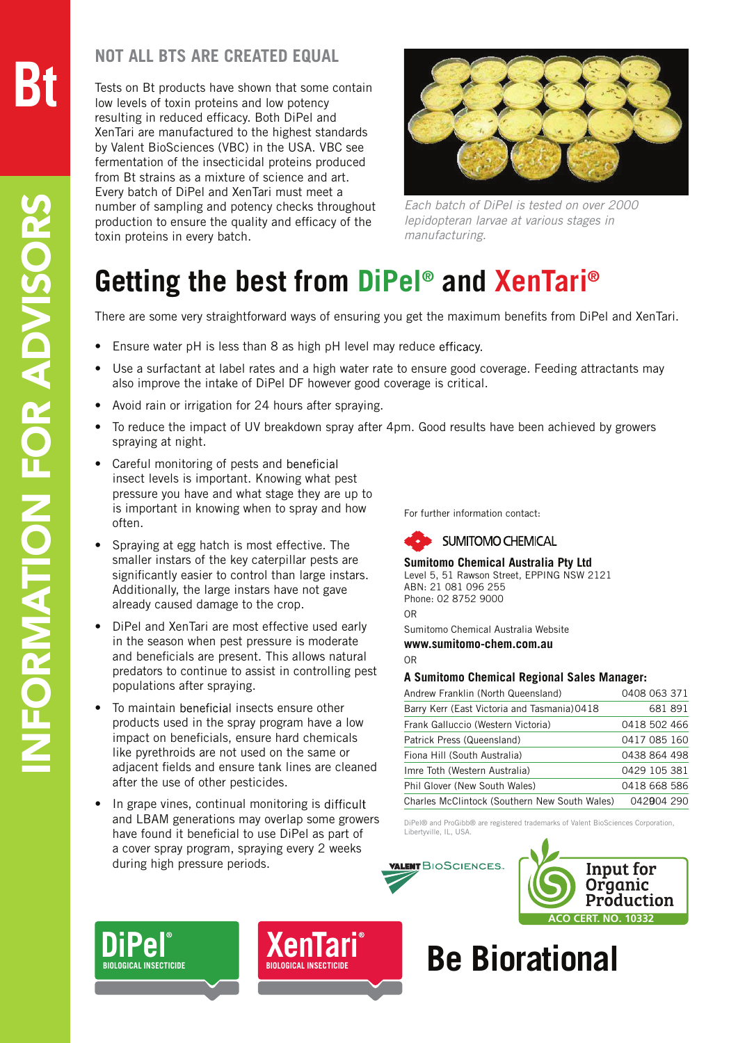Bt

INFORMATION FOR ADVISORS

## NOT ALL BTS ARE CREATED EQUAL

Tests on Bt products have shown that some contain low levels of toxin proteins and low potency resulting in reduced efficacy. Both DiPel and XenTari are manufactured to the highest standards by Valent BioSciences (VBC) in the USA. VBC see fermentation of the insecticidal proteins produced from Bt strains as a mixture of science and art. Every batch of DiPel and XenTari must meet a number of sampling and potency checks throughout production to ensure the quality and efficacy of the toxin proteins in every batch.

*Each batch of DiPel is tested on over 2000 lepidopteran larvae at various stages in manufacturing.*

# Getting the best from DiPel® and XenTari®

There are some very straightforward ways of ensuring you get the maximum benefits from DiPel and XenTari.

- Ensure water pH is less than 8 as high pH level may reduce efficacy.
- Use a surfactant at label rates and a high water rate to ensure good coverage. Feeding attractants may also improve the intake of DiPel DF however good coverage is critical.
- Avoid rain or irrigation for 24 hours after spraying.
- To reduce the impact of UV breakdown spray after 4pm. Good results have been achieved by growers spraying at night.
- Careful monitoring of pests and beneficial insect levels is important. Knowing what pest pressure you have and what stage they are up to is important in knowing when to spray and how often.
- Spraying at egg hatch is most effective. The smaller instars of the key caterpillar pests are significantly easier to control than large instars. Additionally, the large instars have not gave already caused damage to the crop.
- DiPel and XenTari are most effective used early in the season when pest pressure is moderate and beneficials are present. This allows natural predators to continue to assist in controlling pest populations after spraying.
- To maintain beneficial insects ensure other products used in the spray program have a low impact on beneficials, ensure hard chemicals like pyrethroids are not used on the same or adjacent fields and ensure tank lines are cleaned after the use of other pesticides.
- In grape vines, continual monitoring is difficult and LBAM generations may overlap some growers have found it beneficial to use DiPel as part of a cover spray program, spraying every 2 weeks during high pressure periods.

For further information contact:

SUMITOMO CHEMICAL

**Sumitomo Chemical Australia Pty Ltd**
Level 5, 51 Rawson Street, EPPING NSW 2121
ABN: 21 081 096 255
Phone: 02 8752 9000

OR

Sumitomo Chemical Australia Website
**www.sumitomo-chem.com.au**

OR

### A Sumitomo Chemical Regional Sales Manager:

| | |
|---|---|
| Andrew Franklin (North Queensland) | 0408 063 371 |
| Barry Kerr (East Victoria and Tasmania) | 0418 681 891 |
| Frank Galluccio (Western Victoria) | 0418 502 466 |
| Patrick Press (Queensland) | 0417 085 160 |
| Fiona Hill (South Australia) | 0438 864 498 |
| Imre Toth (Western Australia) | 0429 105 381 |
| Phil Glover (New South Wales) | 0418 668 586 |
| Charles McClintock (Southern New South Wales) | 042904 290 |

DiPel® and ProGibb® are registered trademarks of Valent BioSciences Corporation, Libertyville, IL, USA.

VALENT BIOSCIENCES.

Input for Organic Production
ACO CERT. NO. 10332

DiPel® BIOLOGICAL INSECTICIDE

XenTari® BIOLOGICAL INSECTICIDE

# Be Biorational